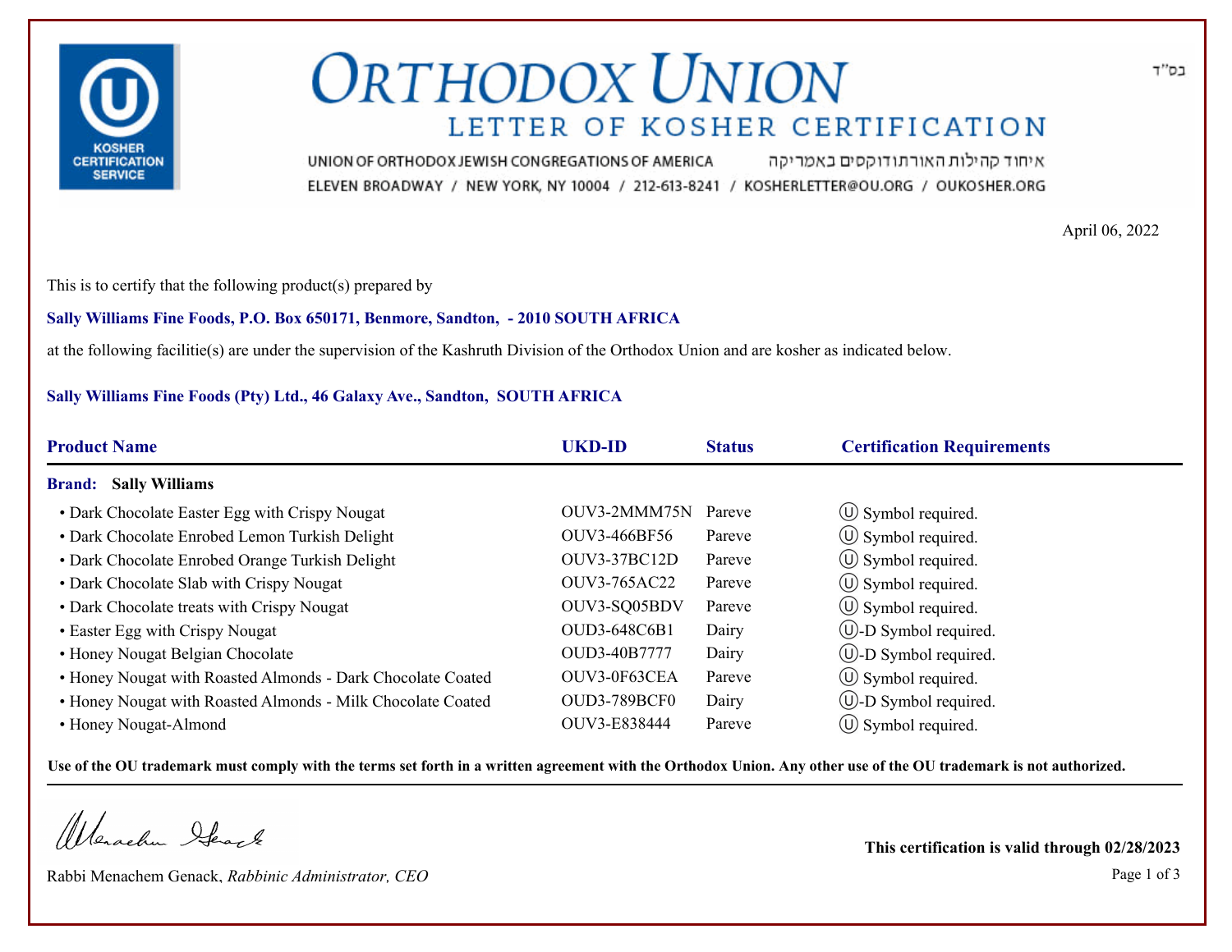בס"ד

# ORTHODOX UNION

## LETTER OF KOSHER CERTIFICATION

UNION OF ORTHODOX JEWISH CONGREGATIONS OF AMERICA איחוד קהילות האורתודוקסים באמריקה

ELEVEN BROADWAY / NEW YORK, NY 10004 / 212-613-8241 / KOSHERLETTER@OU.ORG / OUKOSHER.ORG

April 06, 2022

This is to certify that the following product(s) prepared by

**Sally Williams Fine Foods, P.O. Box 650171, Benmore, Sandton, - 2010 SOUTH AFRICA**

at the following facilitie(s) are under the supervision of the Kashruth Division of the Orthodox Union and are kosher as indicated below.

**Sally Williams Fine Foods (Pty) Ltd., 46 Galaxy Ave., Sandton, SOUTH AFRICA**

| Product Name | UKD-ID | Status | Certification Requirements |
|---|---|---|---|
| **Brand: Sally Williams** | | | |
| • Dark Chocolate Easter Egg with Crispy Nougat | OUV3-2MMM75N | Pareve | Ⓤ Symbol required. |
| • Dark Chocolate Enrobed Lemon Turkish Delight | OUV3-466BF56 | Pareve | Ⓤ Symbol required. |
| • Dark Chocolate Enrobed Orange Turkish Delight | OUV3-37BC12D | Pareve | Ⓤ Symbol required. |
| • Dark Chocolate Slab with Crispy Nougat | OUV3-765AC22 | Pareve | Ⓤ Symbol required. |
| • Dark Chocolate treats with Crispy Nougat | OUV3-SQ05BDV | Pareve | Ⓤ Symbol required. |
| • Easter Egg with Crispy Nougat | OUD3-648C6B1 | Dairy | Ⓤ-D Symbol required. |
| • Honey Nougat Belgian Chocolate | OUD3-40B7777 | Dairy | Ⓤ-D Symbol required. |
| • Honey Nougat with Roasted Almonds - Dark Chocolate Coated | OUV3-0F63CEA | Pareve | Ⓤ Symbol required. |
| • Honey Nougat with Roasted Almonds - Milk Chocolate Coated | OUD3-789BCF0 | Dairy | Ⓤ-D Symbol required. |
| • Honey Nougat-Almond | OUV3-E838444 | Pareve | Ⓤ Symbol required. |

**Use of the OU trademark must comply with the terms set forth in a written agreement with the Orthodox Union. Any other use of the OU trademark is not authorized.**

Rabbi Menachem Genack, *Rabbinic Administrator, CEO*

**This certification is valid through 02/28/2023**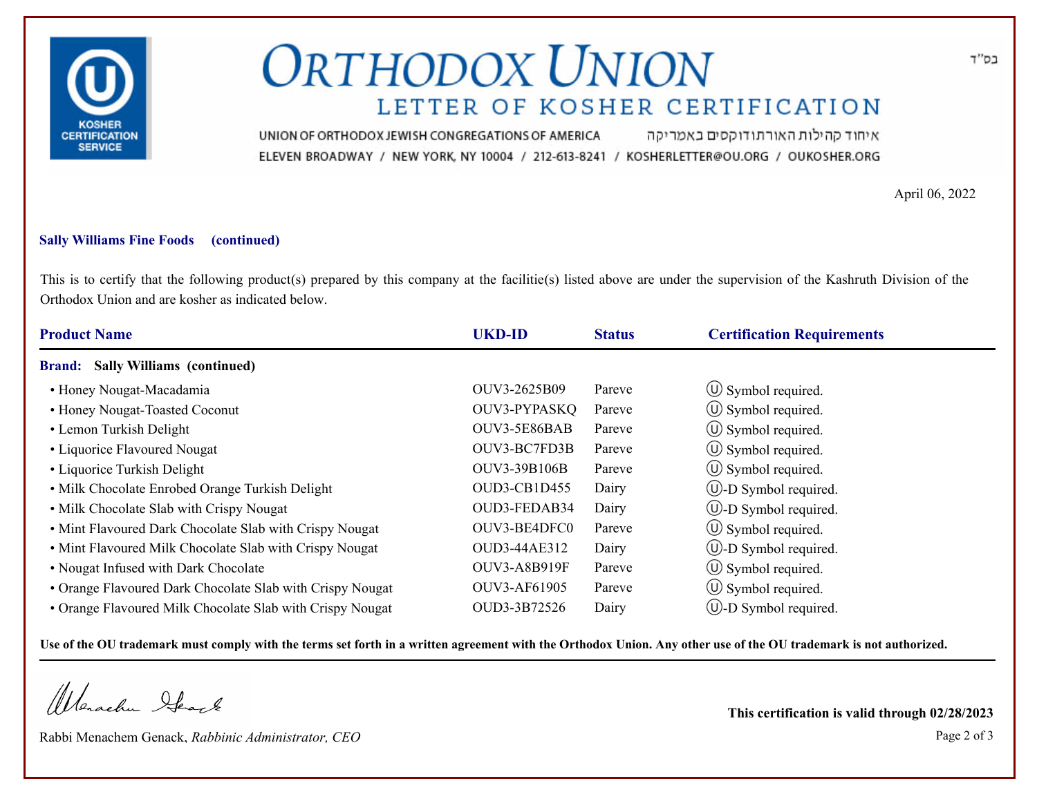# Orthodox Union

## Letter of Kosher Certification

UNION OF ORTHODOX JEWISH CONGREGATIONS OF AMERICA איחוד קהילות האורתודוקסים באמריקה

ELEVEN BROADWAY / NEW YORK, NY 10004 / 212-613-8241 / KOSHERLETTER@OU.ORG / OUKOSHER.ORG

בס"ד

April 06, 2022

**Sally Williams Fine Foods (continued)**

This is to certify that the following product(s) prepared by this company at the facilitie(s) listed above are under the supervision of the Kashruth Division of the Orthodox Union and are kosher as indicated below.

| Product Name | UKD-ID | Status | Certification Requirements |
|---|---|---|---|
| **Brand: Sally Williams (continued)** | | | |
| • Honey Nougat-Macadamia | OUV3-2625B09 | Pareve | Ⓤ Symbol required. |
| • Honey Nougat-Toasted Coconut | OUV3-PYPASKQ | Pareve | Ⓤ Symbol required. |
| • Lemon Turkish Delight | OUV3-5E86BAB | Pareve | Ⓤ Symbol required. |
| • Liquorice Flavoured Nougat | OUV3-BC7FD3B | Pareve | Ⓤ Symbol required. |
| • Liquorice Turkish Delight | OUV3-39B106B | Pareve | Ⓤ Symbol required. |
| • Milk Chocolate Enrobed Orange Turkish Delight | OUD3-CB1D455 | Dairy | Ⓤ-D Symbol required. |
| • Milk Chocolate Slab with Crispy Nougat | OUD3-FEDAB34 | Dairy | Ⓤ-D Symbol required. |
| • Mint Flavoured Dark Chocolate Slab with Crispy Nougat | OUV3-BE4DFC0 | Pareve | Ⓤ Symbol required. |
| • Mint Flavoured Milk Chocolate Slab with Crispy Nougat | OUD3-44AE312 | Dairy | Ⓤ-D Symbol required. |
| • Nougat Infused with Dark Chocolate | OUV3-A8B919F | Pareve | Ⓤ Symbol required. |
| • Orange Flavoured Dark Chocolate Slab with Crispy Nougat | OUV3-AF61905 | Pareve | Ⓤ Symbol required. |
| • Orange Flavoured Milk Chocolate Slab with Crispy Nougat | OUD3-3B72526 | Dairy | Ⓤ-D Symbol required. |

**Use of the OU trademark must comply with the terms set forth in a written agreement with the Orthodox Union. Any other use of the OU trademark is not authorized.**

Rabbi Menachem Genack, *Rabbinic Administrator, CEO*

**This certification is valid through 02/28/2023**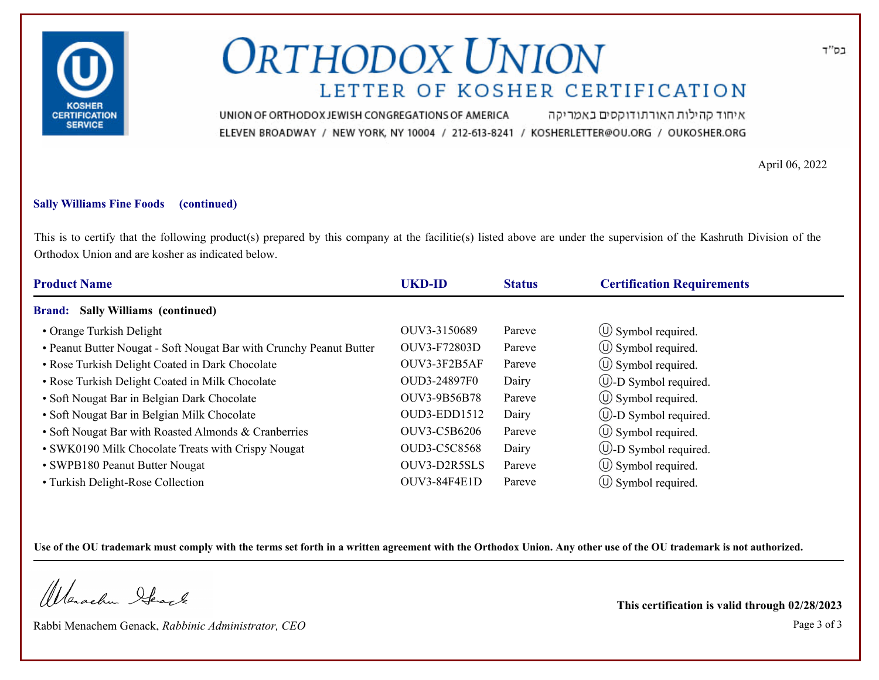בס"ד

# ORTHODOX UNION

## LETTER OF KOSHER CERTIFICATION

UNION OF ORTHODOX JEWISH CONGREGATIONS OF AMERICA איחוד קהילות האורתודוקסים באמריקה

ELEVEN BROADWAY / NEW YORK, NY 10004 / 212-613-8241 / KOSHERLETTER@OU.ORG / OUKOSHER.ORG

April 06, 2022

**Sally Williams Fine Foods (continued)**

This is to certify that the following product(s) prepared by this company at the facilitie(s) listed above are under the supervision of the Kashruth Division of the Orthodox Union and are kosher as indicated below.

| Product Name | UKD-ID | Status | Certification Requirements |
|---|---|---|---|
| **Brand: Sally Williams (continued)** | | | |
| • Orange Turkish Delight | OUV3-3150689 | Pareve | Ⓤ Symbol required. |
| • Peanut Butter Nougat - Soft Nougat Bar with Crunchy Peanut Butter | OUV3-F72803D | Pareve | Ⓤ Symbol required. |
| • Rose Turkish Delight Coated in Dark Chocolate | OUV3-3F2B5AF | Pareve | Ⓤ Symbol required. |
| • Rose Turkish Delight Coated in Milk Chocolate | OUD3-24897F0 | Dairy | Ⓤ-D Symbol required. |
| • Soft Nougat Bar in Belgian Dark Chocolate | OUV3-9B56B78 | Pareve | Ⓤ Symbol required. |
| • Soft Nougat Bar in Belgian Milk Chocolate | OUD3-EDD1512 | Dairy | Ⓤ-D Symbol required. |
| • Soft Nougat Bar with Roasted Almonds & Cranberries | OUV3-C5B6206 | Pareve | Ⓤ Symbol required. |
| • SWK0190 Milk Chocolate Treats with Crispy Nougat | OUD3-C5C8568 | Dairy | Ⓤ-D Symbol required. |
| • SWPB180 Peanut Butter Nougat | OUV3-D2R5SLS | Pareve | Ⓤ Symbol required. |
| • Turkish Delight-Rose Collection | OUV3-84F4E1D | Pareve | Ⓤ Symbol required. |

**Use of the OU trademark must comply with the terms set forth in a written agreement with the Orthodox Union. Any other use of the OU trademark is not authorized.**

Rabbi Menachem Genack, *Rabbinic Administrator, CEO*

**This certification is valid through 02/28/2023**